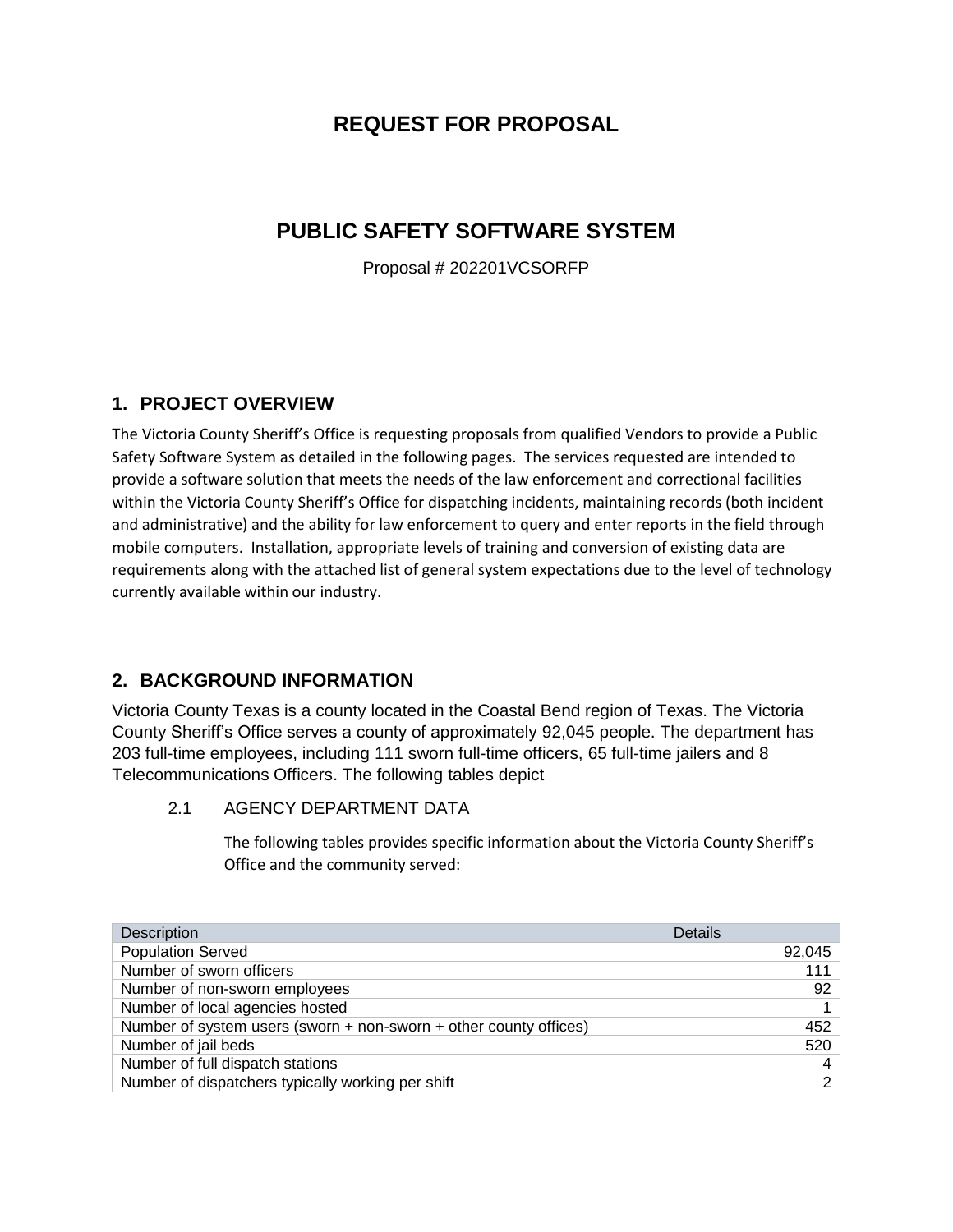# REQUEST FOR PROPOSAL

# PUBLIC SAFETY SOFTWARE SYSTEM

Proposal # 202201VCSORFP

## 1. PROJECT OVERVIEW

The Victoria County Sheriff's Office is requesting proposals from qualified Vendors to provide a Public Safety Software System as detailed in the following pages. The services requested are intended to provide a software solution that meets the needs of the law enforcement and correctional facilities within the Victoria County Sheriff's Office for dispatching incidents, maintaining records (both incident and administrative) and the ability for law enforcement to query and enter reports in the field through mobile computers. Installation, appropriate levels of training and conversion of existing data are requirements along with the attached list of general system expectations due to the level of technology currently available within our industry.

## 2. BACKGROUND INFORMATION

Victoria County Texas is a county located in the Coastal Bend region of Texas. The Victoria County Sheriff's Office serves a county of approximately 92,045 people. The department has 203 full-time employees, including 111 sworn full-time officers, 65 full-time jailers and 8 Telecommunications Officers. The following tables depict

### 2.1 AGENCY DEPARTMENT DATA

The following tables provides specific information about the Victoria County Sheriff's Office and the community served:

| Description | Details |
|---|---:|
| Population Served | 92,045 |
| Number of sworn officers | 111 |
| Number of non-sworn employees | 92 |
| Number of local agencies hosted | 1 |
| Number of system users (sworn + non-sworn + other county offices) | 452 |
| Number of jail beds | 520 |
| Number of full dispatch stations | 4 |
| Number of dispatchers typically working per shift | 2 |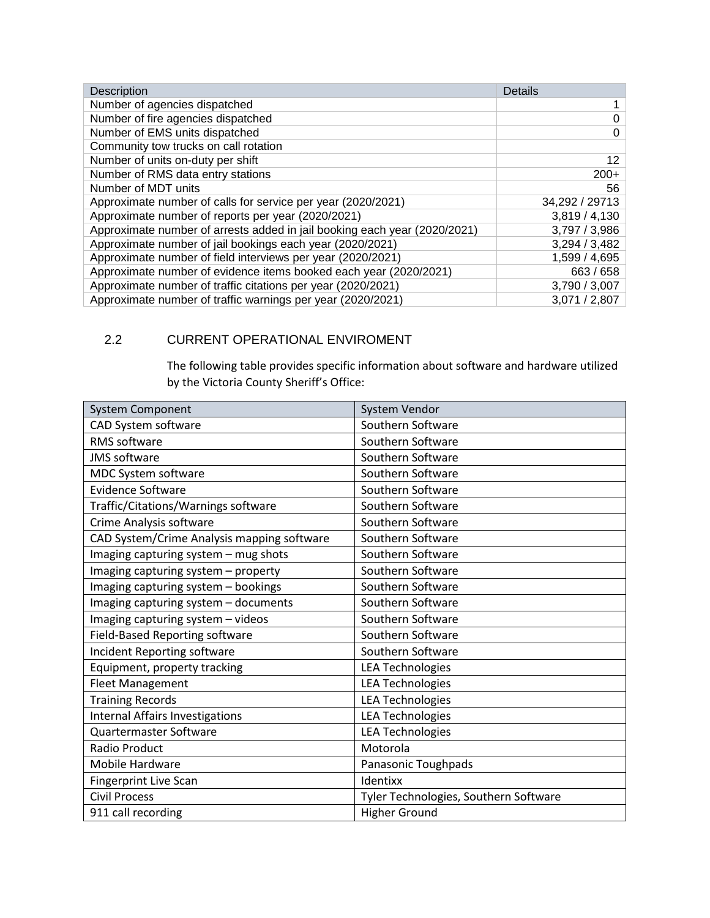| Description | Details |
| --- | --- |
| Number of agencies dispatched | 1 |
| Number of fire agencies dispatched | 0 |
| Number of EMS units dispatched | 0 |
| Community tow trucks on call rotation | |
| Number of units on-duty per shift | 12 |
| Number of RMS data entry stations | 200+ |
| Number of MDT units | 56 |
| Approximate number of calls for service per year (2020/2021) | 34,292 / 29713 |
| Approximate number of reports per year (2020/2021) | 3,819 / 4,130 |
| Approximate number of arrests added in jail booking each year (2020/2021) | 3,797 / 3,986 |
| Approximate number of jail bookings each year (2020/2021) | 3,294 / 3,482 |
| Approximate number of field interviews per year (2020/2021) | 1,599 / 4,695 |
| Approximate number of evidence items booked each year (2020/2021) | 663 / 658 |
| Approximate number of traffic citations per year (2020/2021) | 3,790 / 3,007 |
| Approximate number of traffic warnings per year (2020/2021) | 3,071 / 2,807 |

## 2.2 CURRENT OPERATIONAL ENVIROMENT

The following table provides specific information about software and hardware utilized by the Victoria County Sheriff's Office:

| System Component | System Vendor |
| --- | --- |
| CAD System software | Southern Software |
| RMS software | Southern Software |
| JMS software | Southern Software |
| MDC System software | Southern Software |
| Evidence Software | Southern Software |
| Traffic/Citations/Warnings software | Southern Software |
| Crime Analysis software | Southern Software |
| CAD System/Crime Analysis mapping software | Southern Software |
| Imaging capturing system – mug shots | Southern Software |
| Imaging capturing system – property | Southern Software |
| Imaging capturing system – bookings | Southern Software |
| Imaging capturing system – documents | Southern Software |
| Imaging capturing system – videos | Southern Software |
| Field-Based Reporting software | Southern Software |
| Incident Reporting software | Southern Software |
| Equipment, property tracking | LEA Technologies |
| Fleet Management | LEA Technologies |
| Training Records | LEA Technologies |
| Internal Affairs Investigations | LEA Technologies |
| Quartermaster Software | LEA Technologies |
| Radio Product | Motorola |
| Mobile Hardware | Panasonic Toughpads |
| Fingerprint Live Scan | Identixx |
| Civil Process | Tyler Technologies, Southern Software |
| 911 call recording | Higher Ground |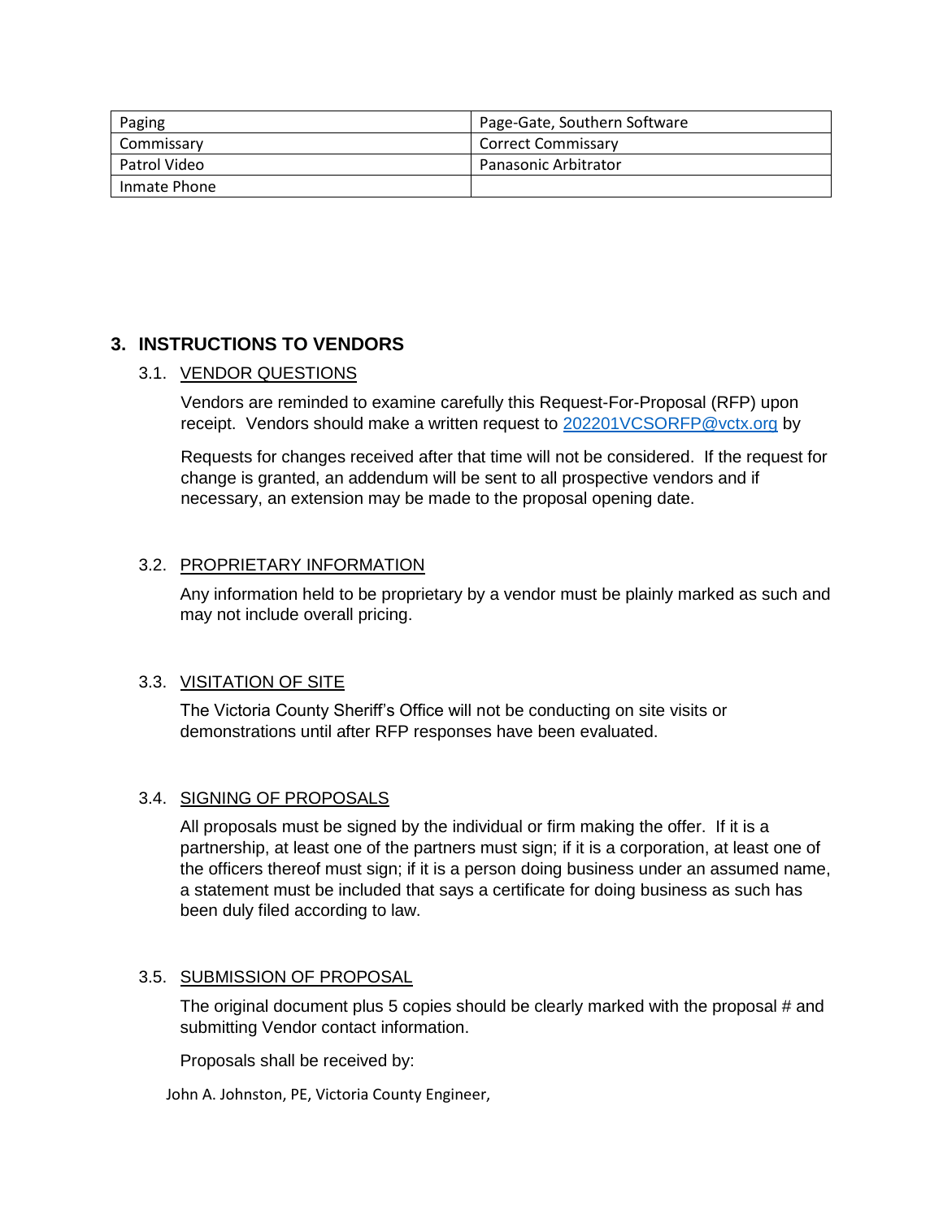| Paging | Page-Gate, Southern Software |
| --- | --- |
| Commissary | Correct Commissary |
| Patrol Video | Panasonic Arbitrator |
| Inmate Phone | |

## 3. INSTRUCTIONS TO VENDORS

### 3.1. VENDOR QUESTIONS

Vendors are reminded to examine carefully this Request-For-Proposal (RFP) upon receipt. Vendors should make a written request to 202201VCSORFP@vctx.org by

Requests for changes received after that time will not be considered. If the request for change is granted, an addendum will be sent to all prospective vendors and if necessary, an extension may be made to the proposal opening date.

### 3.2. PROPRIETARY INFORMATION

Any information held to be proprietary by a vendor must be plainly marked as such and may not include overall pricing.

### 3.3. VISITATION OF SITE

The Victoria County Sheriff's Office will not be conducting on site visits or demonstrations until after RFP responses have been evaluated.

### 3.4. SIGNING OF PROPOSALS

All proposals must be signed by the individual or firm making the offer. If it is a partnership, at least one of the partners must sign; if it is a corporation, at least one of the officers thereof must sign; if it is a person doing business under an assumed name, a statement must be included that says a certificate for doing business as such has been duly filed according to law.

### 3.5. SUBMISSION OF PROPOSAL

The original document plus 5 copies should be clearly marked with the proposal # and submitting Vendor contact information.

Proposals shall be received by:

John A. Johnston, PE, Victoria County Engineer,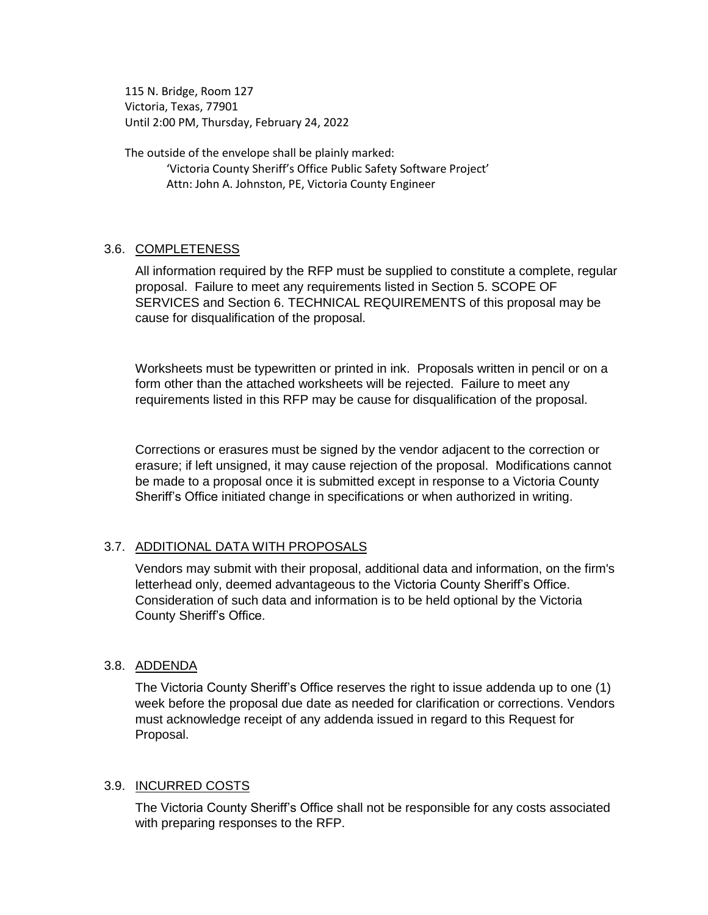115 N. Bridge, Room 127
Victoria, Texas, 77901
Until 2:00 PM, Thursday, February 24, 2022

The outside of the envelope shall be plainly marked:

'Victoria County Sheriff's Office Public Safety Software Project'
Attn: John A. Johnston, PE, Victoria County Engineer

### 3.6. COMPLETENESS

All information required by the RFP must be supplied to constitute a complete, regular proposal. Failure to meet any requirements listed in Section 5. SCOPE OF SERVICES and Section 6. TECHNICAL REQUIREMENTS of this proposal may be cause for disqualification of the proposal.

Worksheets must be typewritten or printed in ink. Proposals written in pencil or on a form other than the attached worksheets will be rejected. Failure to meet any requirements listed in this RFP may be cause for disqualification of the proposal.

Corrections or erasures must be signed by the vendor adjacent to the correction or erasure; if left unsigned, it may cause rejection of the proposal. Modifications cannot be made to a proposal once it is submitted except in response to a Victoria County Sheriff's Office initiated change in specifications or when authorized in writing.

### 3.7. ADDITIONAL DATA WITH PROPOSALS

Vendors may submit with their proposal, additional data and information, on the firm's letterhead only, deemed advantageous to the Victoria County Sheriff's Office. Consideration of such data and information is to be held optional by the Victoria County Sheriff's Office.

### 3.8. ADDENDA

The Victoria County Sheriff's Office reserves the right to issue addenda up to one (1) week before the proposal due date as needed for clarification or corrections. Vendors must acknowledge receipt of any addenda issued in regard to this Request for Proposal.

### 3.9. INCURRED COSTS

The Victoria County Sheriff's Office shall not be responsible for any costs associated with preparing responses to the RFP.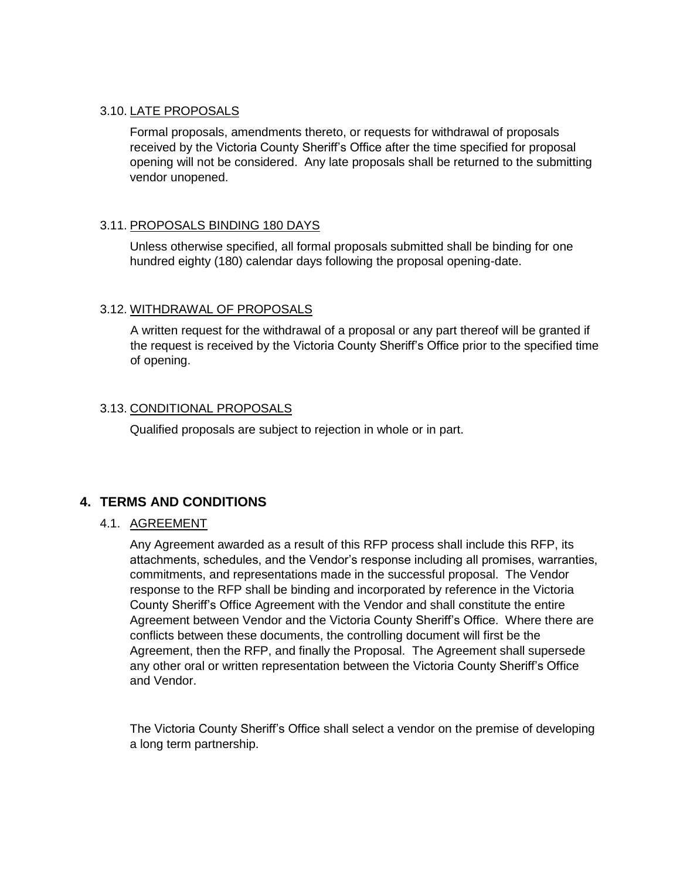### 3.10. LATE PROPOSALS

Formal proposals, amendments thereto, or requests for withdrawal of proposals received by the Victoria County Sheriff's Office after the time specified for proposal opening will not be considered. Any late proposals shall be returned to the submitting vendor unopened.

### 3.11. PROPOSALS BINDING 180 DAYS

Unless otherwise specified, all formal proposals submitted shall be binding for one hundred eighty (180) calendar days following the proposal opening-date.

### 3.12. WITHDRAWAL OF PROPOSALS

A written request for the withdrawal of a proposal or any part thereof will be granted if the request is received by the Victoria County Sheriff's Office prior to the specified time of opening.

### 3.13. CONDITIONAL PROPOSALS

Qualified proposals are subject to rejection in whole or in part.

## 4. TERMS AND CONDITIONS

### 4.1. AGREEMENT

Any Agreement awarded as a result of this RFP process shall include this RFP, its attachments, schedules, and the Vendor's response including all promises, warranties, commitments, and representations made in the successful proposal. The Vendor response to the RFP shall be binding and incorporated by reference in the Victoria County Sheriff's Office Agreement with the Vendor and shall constitute the entire Agreement between Vendor and the Victoria County Sheriff's Office. Where there are conflicts between these documents, the controlling document will first be the Agreement, then the RFP, and finally the Proposal. The Agreement shall supersede any other oral or written representation between the Victoria County Sheriff's Office and Vendor.

The Victoria County Sheriff's Office shall select a vendor on the premise of developing a long term partnership.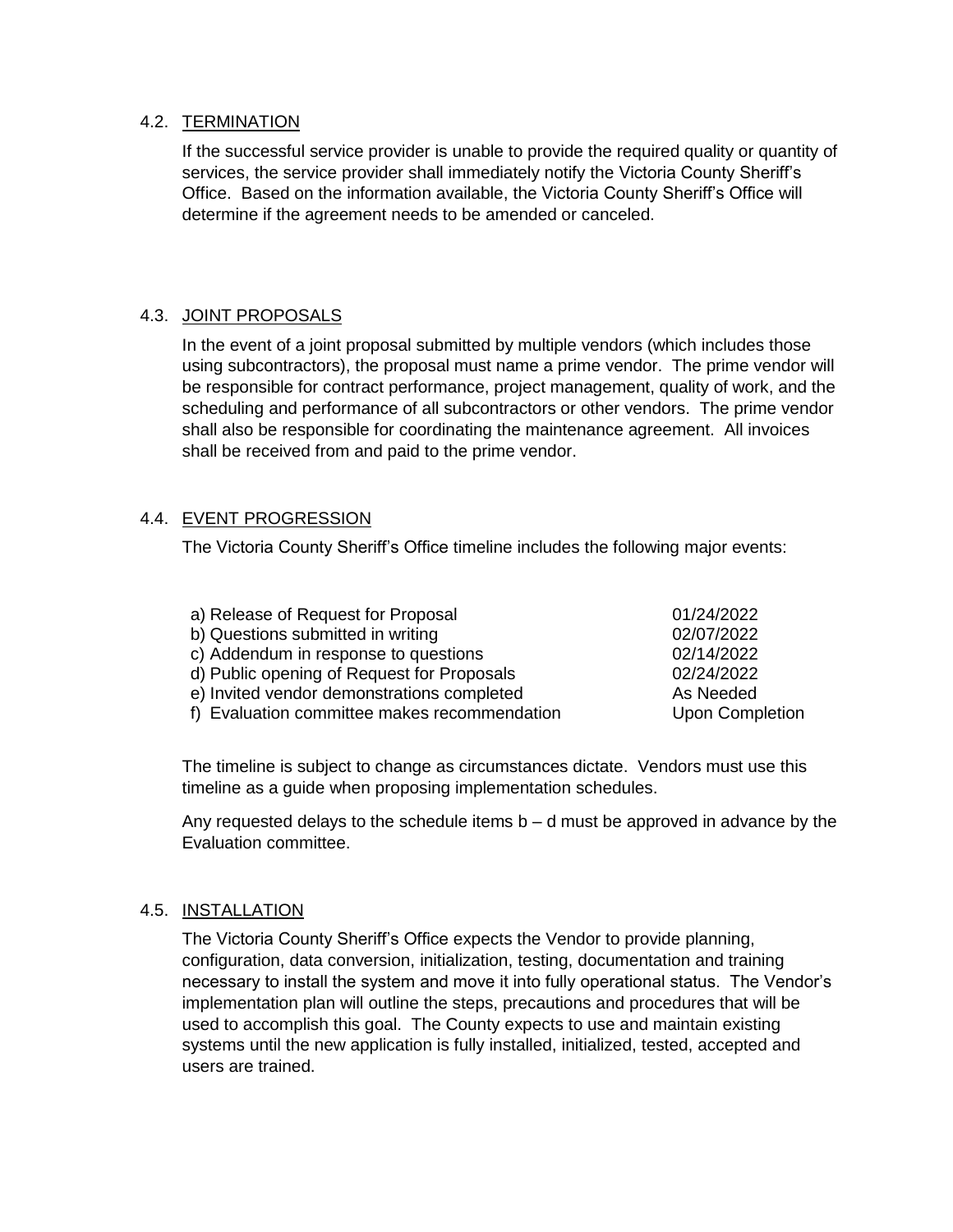### 4.2. TERMINATION

If the successful service provider is unable to provide the required quality or quantity of services, the service provider shall immediately notify the Victoria County Sheriff's Office. Based on the information available, the Victoria County Sheriff's Office will determine if the agreement needs to be amended or canceled.

### 4.3. JOINT PROPOSALS

In the event of a joint proposal submitted by multiple vendors (which includes those using subcontractors), the proposal must name a prime vendor. The prime vendor will be responsible for contract performance, project management, quality of work, and the scheduling and performance of all subcontractors or other vendors. The prime vendor shall also be responsible for coordinating the maintenance agreement. All invoices shall be received from and paid to the prime vendor.

### 4.4. EVENT PROGRESSION

The Victoria County Sheriff's Office timeline includes the following major events:

| Event | Date |
|---|---|
| a) Release of Request for Proposal | 01/24/2022 |
| b) Questions submitted in writing | 02/07/2022 |
| c) Addendum in response to questions | 02/14/2022 |
| d) Public opening of Request for Proposals | 02/24/2022 |
| e) Invited vendor demonstrations completed | As Needed |
| f) Evaluation committee makes recommendation | Upon Completion |

The timeline is subject to change as circumstances dictate. Vendors must use this timeline as a guide when proposing implementation schedules.

Any requested delays to the schedule items b – d must be approved in advance by the Evaluation committee.

### 4.5. INSTALLATION

The Victoria County Sheriff's Office expects the Vendor to provide planning, configuration, data conversion, initialization, testing, documentation and training necessary to install the system and move it into fully operational status. The Vendor's implementation plan will outline the steps, precautions and procedures that will be used to accomplish this goal. The County expects to use and maintain existing systems until the new application is fully installed, initialized, tested, accepted and users are trained.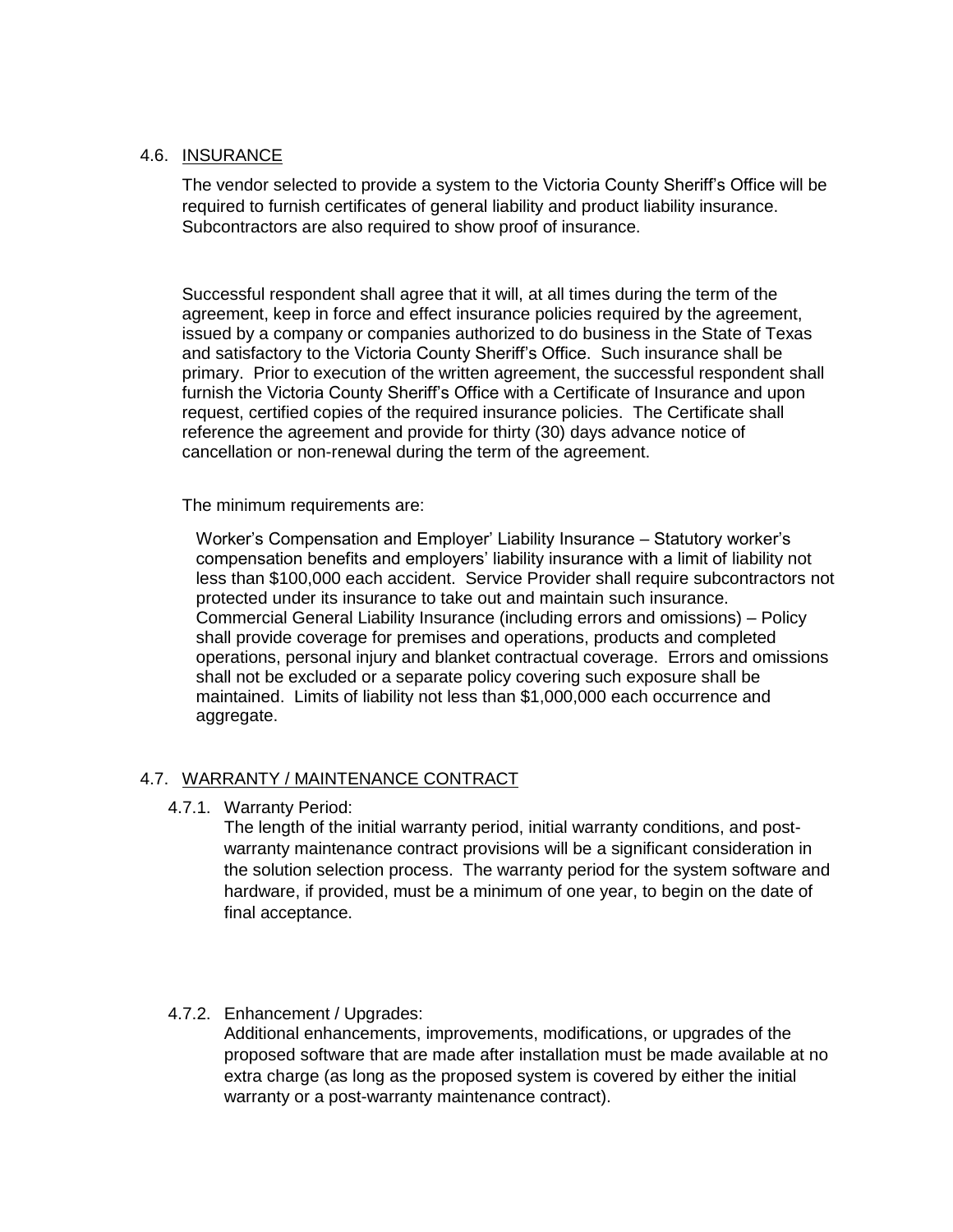### 4.6. INSURANCE

The vendor selected to provide a system to the Victoria County Sheriff's Office will be required to furnish certificates of general liability and product liability insurance. Subcontractors are also required to show proof of insurance.

Successful respondent shall agree that it will, at all times during the term of the agreement, keep in force and effect insurance policies required by the agreement, issued by a company or companies authorized to do business in the State of Texas and satisfactory to the Victoria County Sheriff's Office. Such insurance shall be primary. Prior to execution of the written agreement, the successful respondent shall furnish the Victoria County Sheriff's Office with a Certificate of Insurance and upon request, certified copies of the required insurance policies. The Certificate shall reference the agreement and provide for thirty (30) days advance notice of cancellation or non-renewal during the term of the agreement.

The minimum requirements are:

Worker's Compensation and Employer' Liability Insurance – Statutory worker's compensation benefits and employers' liability insurance with a limit of liability not less than $100,000 each accident. Service Provider shall require subcontractors not protected under its insurance to take out and maintain such insurance.
Commercial General Liability Insurance (including errors and omissions) – Policy shall provide coverage for premises and operations, products and completed operations, personal injury and blanket contractual coverage. Errors and omissions shall not be excluded or a separate policy covering such exposure shall be maintained. Limits of liability not less than $1,000,000 each occurrence and aggregate.

### 4.7. WARRANTY / MAINTENANCE CONTRACT

#### 4.7.1. Warranty Period:

The length of the initial warranty period, initial warranty conditions, and post-warranty maintenance contract provisions will be a significant consideration in the solution selection process. The warranty period for the system software and hardware, if provided, must be a minimum of one year, to begin on the date of final acceptance.

#### 4.7.2. Enhancement / Upgrades:

Additional enhancements, improvements, modifications, or upgrades of the proposed software that are made after installation must be made available at no extra charge (as long as the proposed system is covered by either the initial warranty or a post-warranty maintenance contract).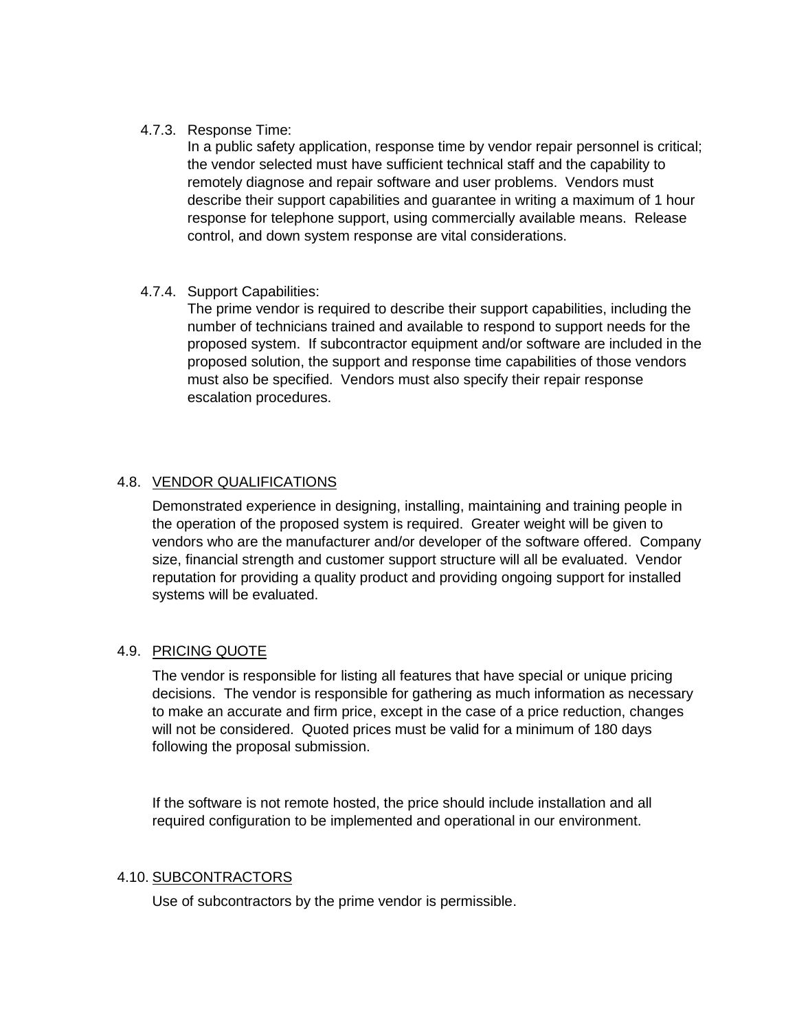4.7.3. Response Time:

In a public safety application, response time by vendor repair personnel is critical; the vendor selected must have sufficient technical staff and the capability to remotely diagnose and repair software and user problems. Vendors must describe their support capabilities and guarantee in writing a maximum of 1 hour response for telephone support, using commercially available means. Release control, and down system response are vital considerations.

4.7.4. Support Capabilities:

The prime vendor is required to describe their support capabilities, including the number of technicians trained and available to respond to support needs for the proposed system. If subcontractor equipment and/or software are included in the proposed solution, the support and response time capabilities of those vendors must also be specified. Vendors must also specify their repair response escalation procedures.

## 4.8. VENDOR QUALIFICATIONS

Demonstrated experience in designing, installing, maintaining and training people in the operation of the proposed system is required. Greater weight will be given to vendors who are the manufacturer and/or developer of the software offered. Company size, financial strength and customer support structure will all be evaluated. Vendor reputation for providing a quality product and providing ongoing support for installed systems will be evaluated.

## 4.9. PRICING QUOTE

The vendor is responsible for listing all features that have special or unique pricing decisions. The vendor is responsible for gathering as much information as necessary to make an accurate and firm price, except in the case of a price reduction, changes will not be considered. Quoted prices must be valid for a minimum of 180 days following the proposal submission.

If the software is not remote hosted, the price should include installation and all required configuration to be implemented and operational in our environment.

## 4.10. SUBCONTRACTORS

Use of subcontractors by the prime vendor is permissible.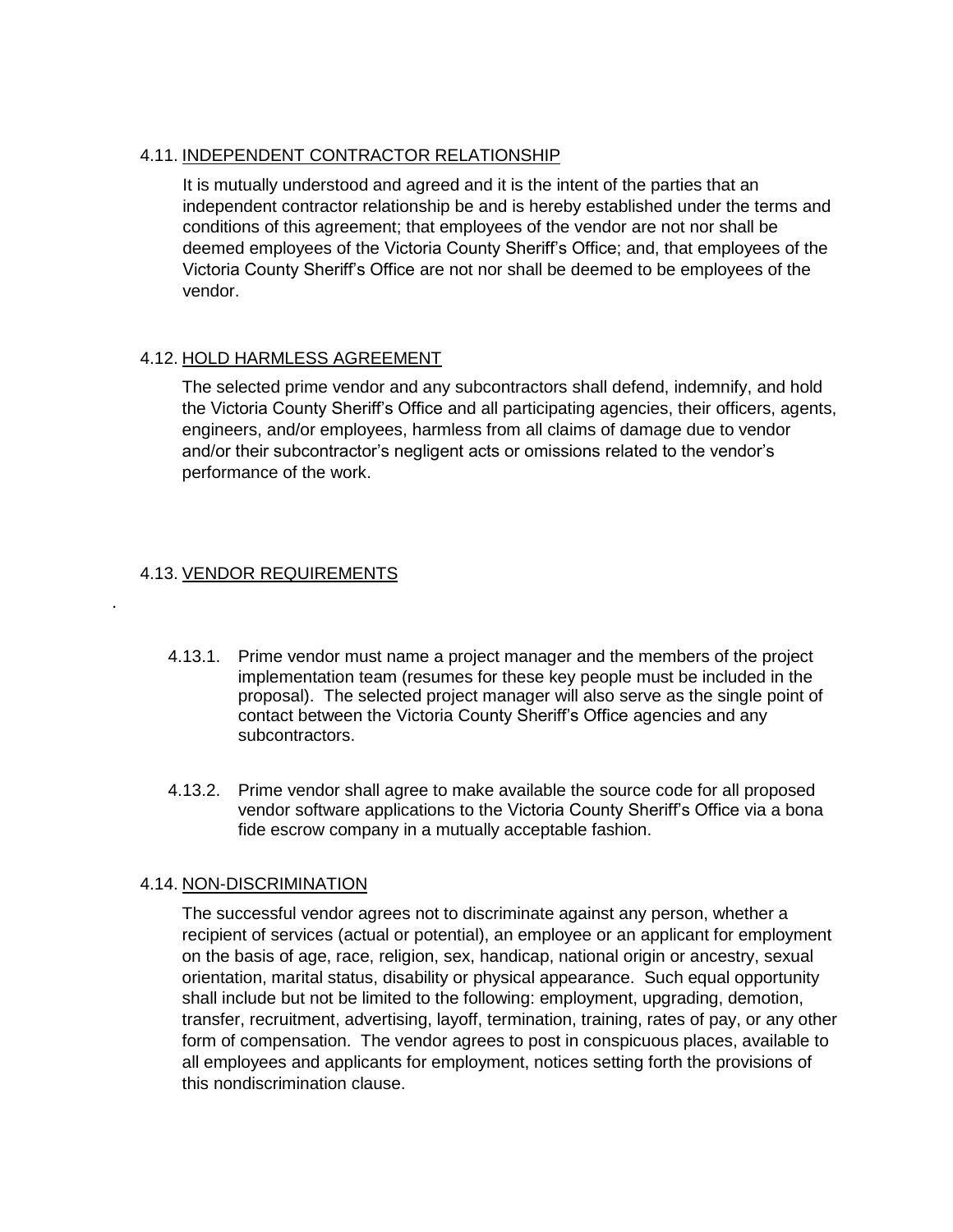### 4.11. INDEPENDENT CONTRACTOR RELATIONSHIP

It is mutually understood and agreed and it is the intent of the parties that an independent contractor relationship be and is hereby established under the terms and conditions of this agreement; that employees of the vendor are not nor shall be deemed employees of the Victoria County Sheriff's Office; and, that employees of the Victoria County Sheriff's Office are not nor shall be deemed to be employees of the vendor.

### 4.12. HOLD HARMLESS AGREEMENT

The selected prime vendor and any subcontractors shall defend, indemnify, and hold the Victoria County Sheriff's Office and all participating agencies, their officers, agents, engineers, and/or employees, harmless from all claims of damage due to vendor and/or their subcontractor's negligent acts or omissions related to the vendor's performance of the work.

### 4.13. VENDOR REQUIREMENTS

.

4.13.1. Prime vendor must name a project manager and the members of the project implementation team (resumes for these key people must be included in the proposal). The selected project manager will also serve as the single point of contact between the Victoria County Sheriff's Office agencies and any subcontractors.

4.13.2. Prime vendor shall agree to make available the source code for all proposed vendor software applications to the Victoria County Sheriff's Office via a bona fide escrow company in a mutually acceptable fashion.

### 4.14. NON-DISCRIMINATION

The successful vendor agrees not to discriminate against any person, whether a recipient of services (actual or potential), an employee or an applicant for employment on the basis of age, race, religion, sex, handicap, national origin or ancestry, sexual orientation, marital status, disability or physical appearance. Such equal opportunity shall include but not be limited to the following: employment, upgrading, demotion, transfer, recruitment, advertising, layoff, termination, training, rates of pay, or any other form of compensation. The vendor agrees to post in conspicuous places, available to all employees and applicants for employment, notices setting forth the provisions of this nondiscrimination clause.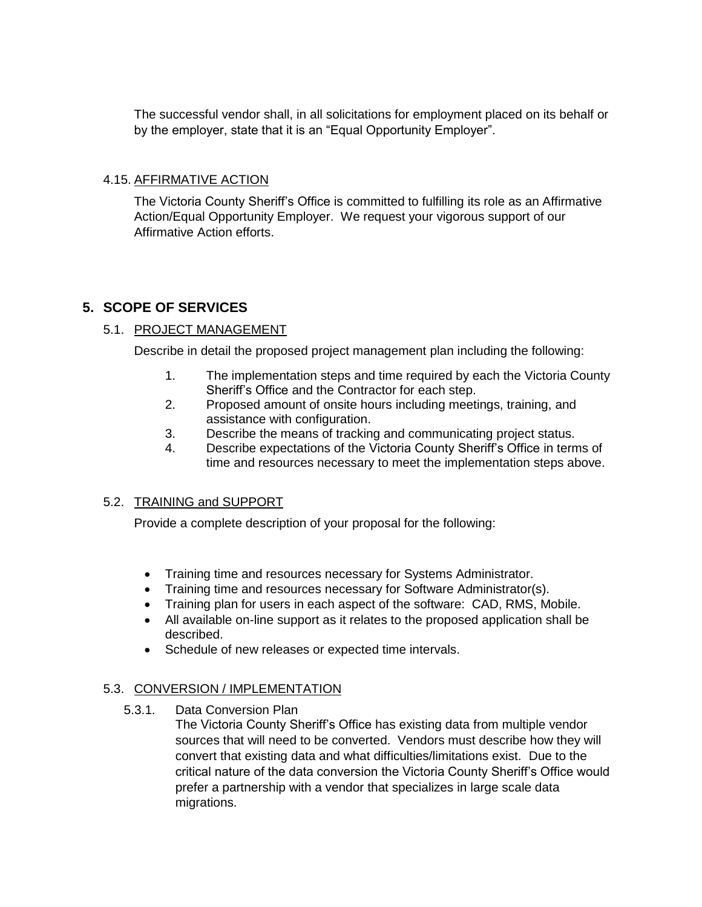The successful vendor shall, in all solicitations for employment placed on its behalf or by the employer, state that it is an "Equal Opportunity Employer".

### 4.15. AFFIRMATIVE ACTION

The Victoria County Sheriff's Office is committed to fulfilling its role as an Affirmative Action/Equal Opportunity Employer. We request your vigorous support of our Affirmative Action efforts.

## 5. SCOPE OF SERVICES

### 5.1. PROJECT MANAGEMENT

Describe in detail the proposed project management plan including the following:

1. The implementation steps and time required by each the Victoria County Sheriff's Office and the Contractor for each step.
2. Proposed amount of onsite hours including meetings, training, and assistance with configuration.
3. Describe the means of tracking and communicating project status.
4. Describe expectations of the Victoria County Sheriff's Office in terms of time and resources necessary to meet the implementation steps above.

### 5.2. TRAINING and SUPPORT

Provide a complete description of your proposal for the following:

- Training time and resources necessary for Systems Administrator.
- Training time and resources necessary for Software Administrator(s).
- Training plan for users in each aspect of the software: CAD, RMS, Mobile.
- All available on-line support as it relates to the proposed application shall be described.
- Schedule of new releases or expected time intervals.

### 5.3. CONVERSION / IMPLEMENTATION

#### 5.3.1. Data Conversion Plan

The Victoria County Sheriff's Office has existing data from multiple vendor sources that will need to be converted. Vendors must describe how they will convert that existing data and what difficulties/limitations exist. Due to the critical nature of the data conversion the Victoria County Sheriff's Office would prefer a partnership with a vendor that specializes in large scale data migrations.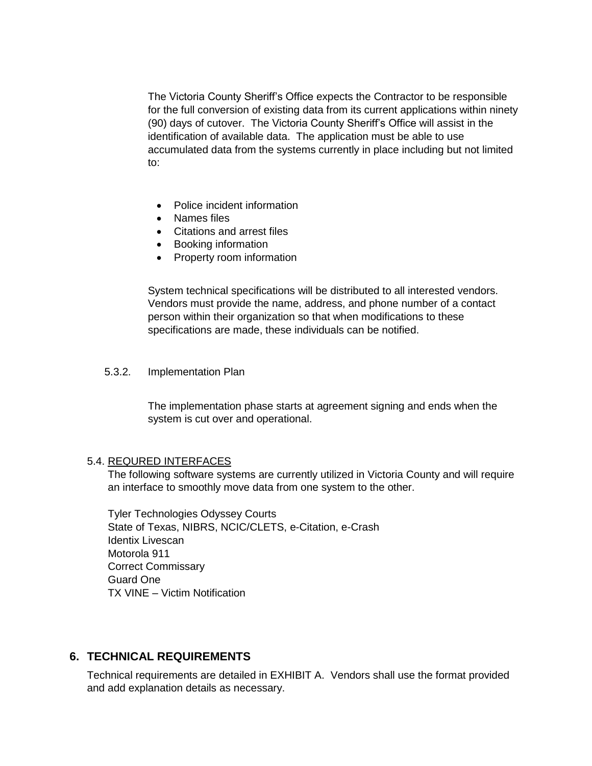The Victoria County Sheriff's Office expects the Contractor to be responsible for the full conversion of existing data from its current applications within ninety (90) days of cutover. The Victoria County Sheriff's Office will assist in the identification of available data. The application must be able to use accumulated data from the systems currently in place including but not limited to:

- Police incident information
- Names files
- Citations and arrest files
- Booking information
- Property room information

System technical specifications will be distributed to all interested vendors. Vendors must provide the name, address, and phone number of a contact person within their organization so that when modifications to these specifications are made, these individuals can be notified.

5.3.2. Implementation Plan

The implementation phase starts at agreement signing and ends when the system is cut over and operational.

5.4. REQURED INTERFACES

The following software systems are currently utilized in Victoria County and will require an interface to smoothly move data from one system to the other.

Tyler Technologies Odyssey Courts
State of Texas, NIBRS, NCIC/CLETS, e-Citation, e-Crash
Identix Livescan
Motorola 911
Correct Commissary
Guard One
TX VINE – Victim Notification

## 6. TECHNICAL REQUIREMENTS

Technical requirements are detailed in EXHIBIT A. Vendors shall use the format provided and add explanation details as necessary.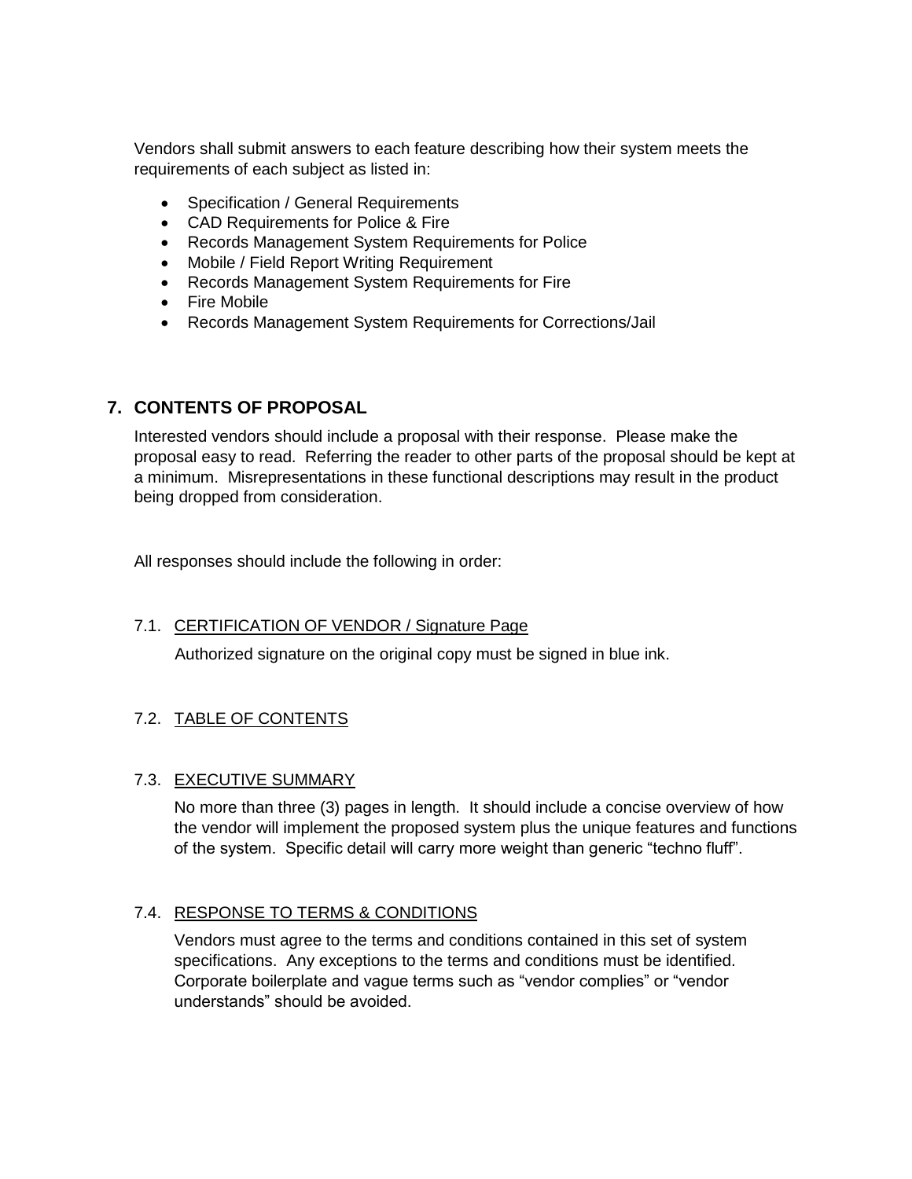Vendors shall submit answers to each feature describing how their system meets the requirements of each subject as listed in:

- Specification / General Requirements
- CAD Requirements for Police & Fire
- Records Management System Requirements for Police
- Mobile / Field Report Writing Requirement
- Records Management System Requirements for Fire
- Fire Mobile
- Records Management System Requirements for Corrections/Jail

## 7. CONTENTS OF PROPOSAL

Interested vendors should include a proposal with their response. Please make the proposal easy to read. Referring the reader to other parts of the proposal should be kept at a minimum. Misrepresentations in these functional descriptions may result in the product being dropped from consideration.

All responses should include the following in order:

### 7.1. CERTIFICATION OF VENDOR / Signature Page

Authorized signature on the original copy must be signed in blue ink.

### 7.2. TABLE OF CONTENTS

### 7.3. EXECUTIVE SUMMARY

No more than three (3) pages in length. It should include a concise overview of how the vendor will implement the proposed system plus the unique features and functions of the system. Specific detail will carry more weight than generic "techno fluff".

### 7.4. RESPONSE TO TERMS & CONDITIONS

Vendors must agree to the terms and conditions contained in this set of system specifications. Any exceptions to the terms and conditions must be identified. Corporate boilerplate and vague terms such as "vendor complies" or "vendor understands" should be avoided.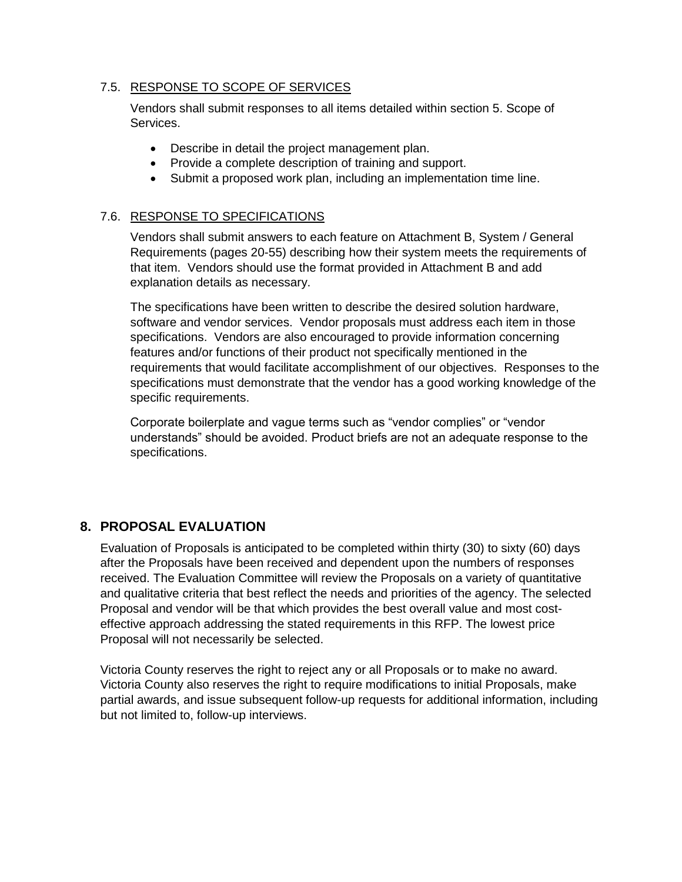### 7.5. RESPONSE TO SCOPE OF SERVICES

Vendors shall submit responses to all items detailed within section 5. Scope of Services.

- Describe in detail the project management plan.
- Provide a complete description of training and support.
- Submit a proposed work plan, including an implementation time line.

### 7.6. RESPONSE TO SPECIFICATIONS

Vendors shall submit answers to each feature on Attachment B, System / General Requirements (pages 20-55) describing how their system meets the requirements of that item. Vendors should use the format provided in Attachment B and add explanation details as necessary.

The specifications have been written to describe the desired solution hardware, software and vendor services. Vendor proposals must address each item in those specifications. Vendors are also encouraged to provide information concerning features and/or functions of their product not specifically mentioned in the requirements that would facilitate accomplishment of our objectives. Responses to the specifications must demonstrate that the vendor has a good working knowledge of the specific requirements.

Corporate boilerplate and vague terms such as "vendor complies" or "vendor understands" should be avoided. Product briefs are not an adequate response to the specifications.

## 8. PROPOSAL EVALUATION

Evaluation of Proposals is anticipated to be completed within thirty (30) to sixty (60) days after the Proposals have been received and dependent upon the numbers of responses received. The Evaluation Committee will review the Proposals on a variety of quantitative and qualitative criteria that best reflect the needs and priorities of the agency. The selected Proposal and vendor will be that which provides the best overall value and most cost-effective approach addressing the stated requirements in this RFP. The lowest price Proposal will not necessarily be selected.

Victoria County reserves the right to reject any or all Proposals or to make no award. Victoria County also reserves the right to require modifications to initial Proposals, make partial awards, and issue subsequent follow-up requests for additional information, including but not limited to, follow-up interviews.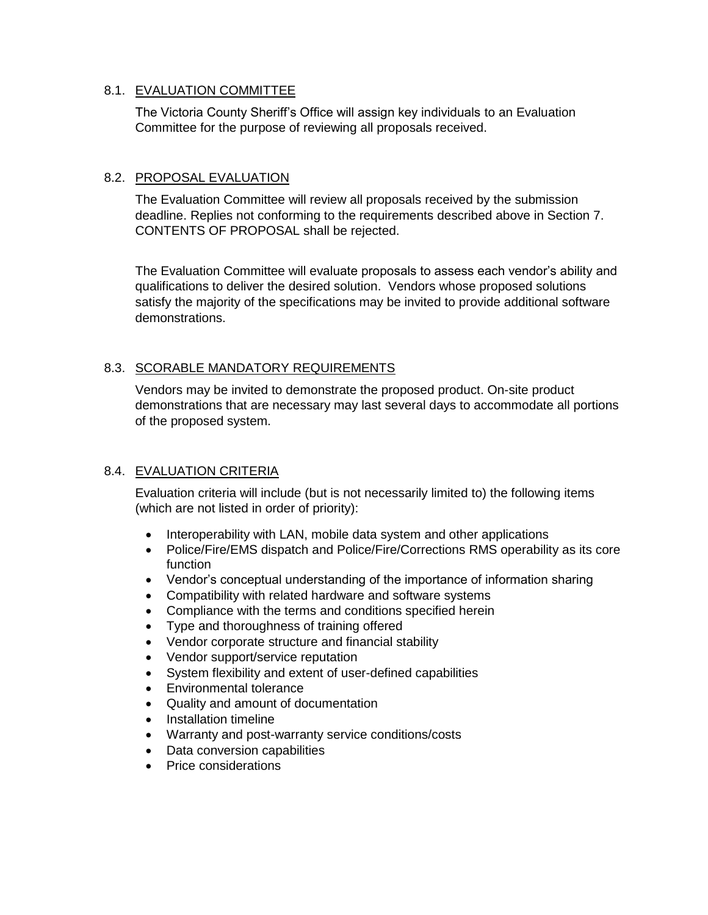## 8.1. EVALUATION COMMITTEE

The Victoria County Sheriff's Office will assign key individuals to an Evaluation Committee for the purpose of reviewing all proposals received.

## 8.2. PROPOSAL EVALUATION

The Evaluation Committee will review all proposals received by the submission deadline. Replies not conforming to the requirements described above in Section 7. CONTENTS OF PROPOSAL shall be rejected.

The Evaluation Committee will evaluate proposals to assess each vendor's ability and qualifications to deliver the desired solution. Vendors whose proposed solutions satisfy the majority of the specifications may be invited to provide additional software demonstrations.

## 8.3. SCORABLE MANDATORY REQUIREMENTS

Vendors may be invited to demonstrate the proposed product. On-site product demonstrations that are necessary may last several days to accommodate all portions of the proposed system.

## 8.4. EVALUATION CRITERIA

Evaluation criteria will include (but is not necessarily limited to) the following items (which are not listed in order of priority):

- Interoperability with LAN, mobile data system and other applications
- Police/Fire/EMS dispatch and Police/Fire/Corrections RMS operability as its core function
- Vendor's conceptual understanding of the importance of information sharing
- Compatibility with related hardware and software systems
- Compliance with the terms and conditions specified herein
- Type and thoroughness of training offered
- Vendor corporate structure and financial stability
- Vendor support/service reputation
- System flexibility and extent of user-defined capabilities
- Environmental tolerance
- Quality and amount of documentation
- Installation timeline
- Warranty and post-warranty service conditions/costs
- Data conversion capabilities
- Price considerations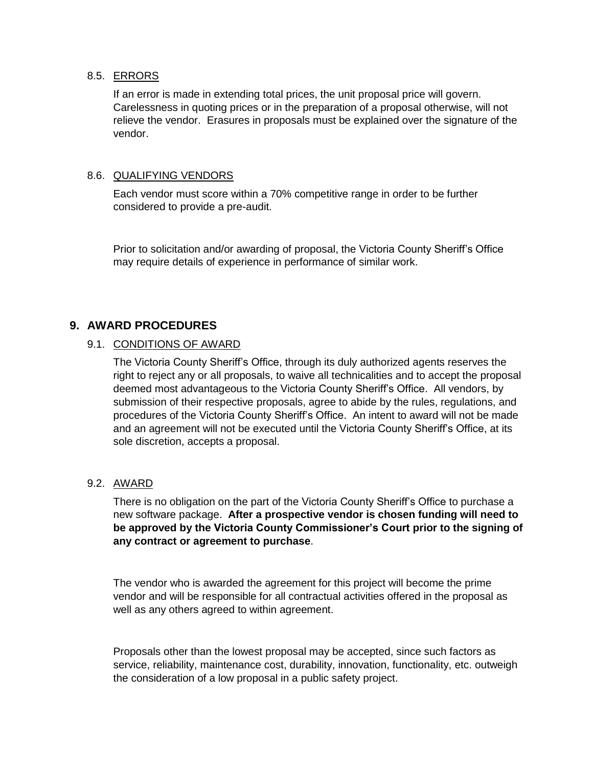### 8.5. ERRORS

If an error is made in extending total prices, the unit proposal price will govern. Carelessness in quoting prices or in the preparation of a proposal otherwise, will not relieve the vendor. Erasures in proposals must be explained over the signature of the vendor.

### 8.6. QUALIFYING VENDORS

Each vendor must score within a 70% competitive range in order to be further considered to provide a pre-audit.

Prior to solicitation and/or awarding of proposal, the Victoria County Sheriff's Office may require details of experience in performance of similar work.

## 9. AWARD PROCEDURES

### 9.1. CONDITIONS OF AWARD

The Victoria County Sheriff's Office, through its duly authorized agents reserves the right to reject any or all proposals, to waive all technicalities and to accept the proposal deemed most advantageous to the Victoria County Sheriff's Office. All vendors, by submission of their respective proposals, agree to abide by the rules, regulations, and procedures of the Victoria County Sheriff's Office. An intent to award will not be made and an agreement will not be executed until the Victoria County Sheriff's Office, at its sole discretion, accepts a proposal.

### 9.2. AWARD

There is no obligation on the part of the Victoria County Sheriff's Office to purchase a new software package. **After a prospective vendor is chosen funding will need to be approved by the Victoria County Commissioner's Court prior to the signing of any contract or agreement to purchase**.

The vendor who is awarded the agreement for this project will become the prime vendor and will be responsible for all contractual activities offered in the proposal as well as any others agreed to within agreement.

Proposals other than the lowest proposal may be accepted, since such factors as service, reliability, maintenance cost, durability, innovation, functionality, etc. outweigh the consideration of a low proposal in a public safety project.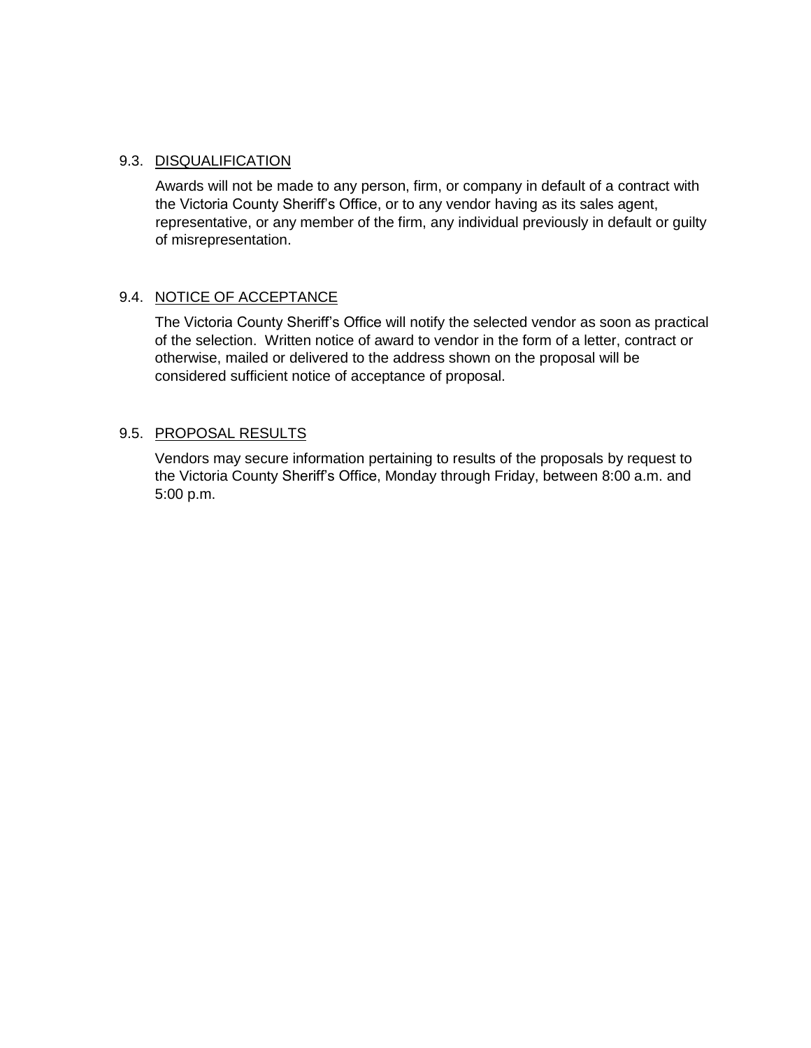### 9.3. DISQUALIFICATION

Awards will not be made to any person, firm, or company in default of a contract with the Victoria County Sheriff's Office, or to any vendor having as its sales agent, representative, or any member of the firm, any individual previously in default or guilty of misrepresentation.

### 9.4. NOTICE OF ACCEPTANCE

The Victoria County Sheriff's Office will notify the selected vendor as soon as practical of the selection. Written notice of award to vendor in the form of a letter, contract or otherwise, mailed or delivered to the address shown on the proposal will be considered sufficient notice of acceptance of proposal.

### 9.5. PROPOSAL RESULTS

Vendors may secure information pertaining to results of the proposals by request to the Victoria County Sheriff's Office, Monday through Friday, between 8:00 a.m. and 5:00 p.m.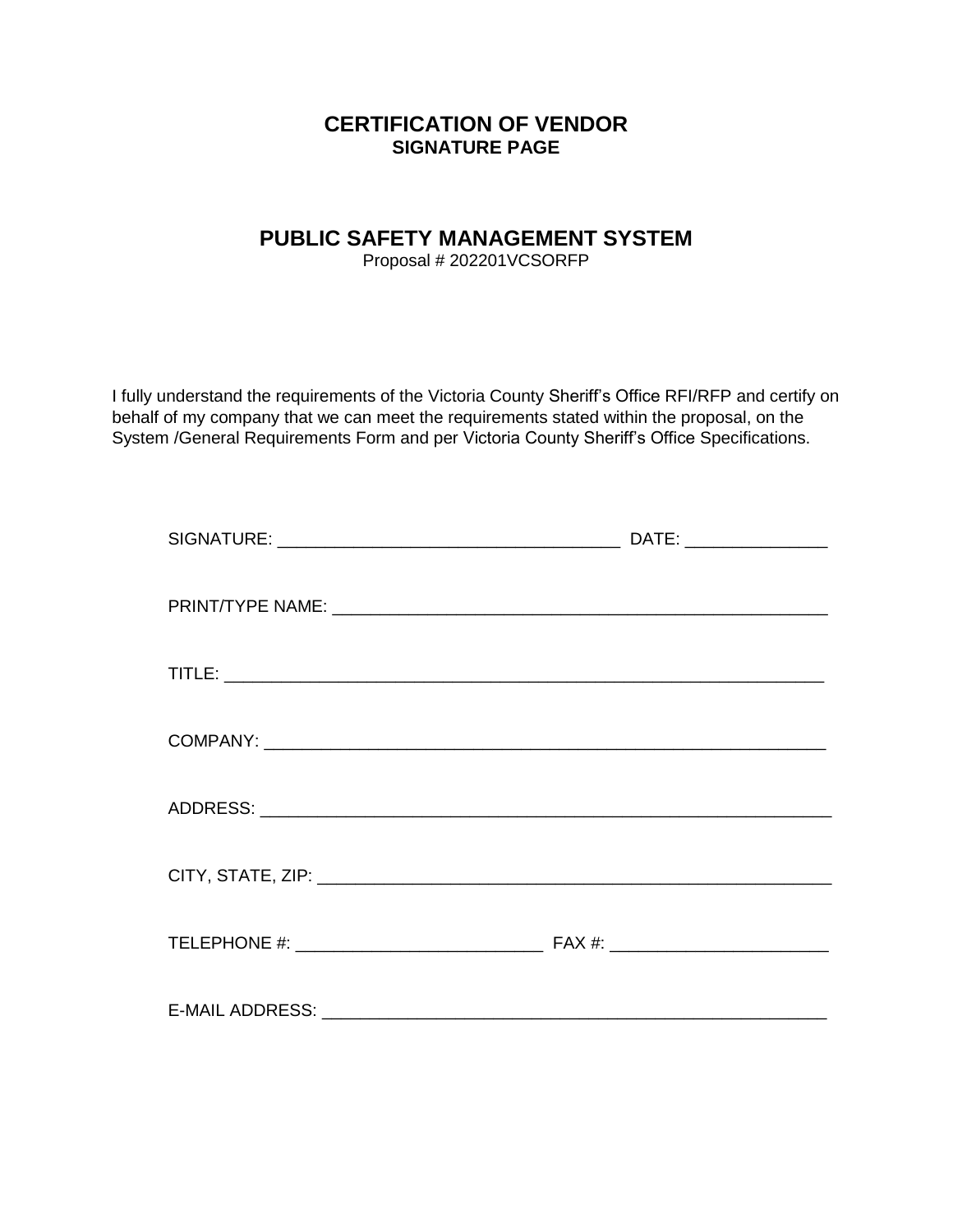# CERTIFICATION OF VENDOR

**SIGNATURE PAGE**

## PUBLIC SAFETY MANAGEMENT SYSTEM

Proposal # 202201VCSORFP

I fully understand the requirements of the Victoria County Sheriff's Office RFI/RFP and certify on behalf of my company that we can meet the requirements stated within the proposal, on the System /General Requirements Form and per Victoria County Sheriff's Office Specifications.

SIGNATURE: ____________________________________ DATE: _______________

PRINT/TYPE NAME: ____________________________________________________

TITLE: _________________________________________________________________

COMPANY: ______________________________________________________________

ADDRESS: _______________________________________________________________

CITY, STATE, ZIP: ________________________________________________________

TELEPHONE #: __________________________ FAX #: ______________________

E-MAIL ADDRESS: ________________________________________________________